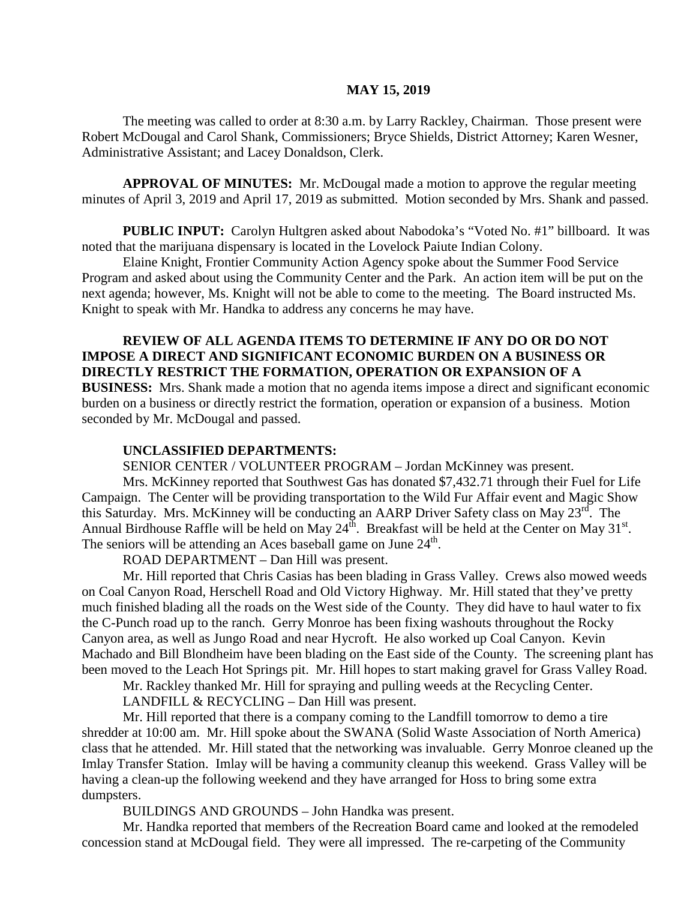**MAY 15, 2019**

The meeting was called to order at 8:30 a.m. by Larry Rackley, Chairman. Those present were Robert McDougal and Carol Shank, Commissioners; Bryce Shields, District Attorney; Karen Wesner, Administrative Assistant; and Lacey Donaldson, Clerk.

**APPROVAL OF MINUTES:** Mr. McDougal made a motion to approve the regular meeting minutes of April 3, 2019 and April 17, 2019 as submitted. Motion seconded by Mrs. Shank and passed.

**PUBLIC INPUT:** Carolyn Hultgren asked about Nabodoka's "Voted No. #1" billboard. It was noted that the marijuana dispensary is located in the Lovelock Paiute Indian Colony.

Elaine Knight, Frontier Community Action Agency spoke about the Summer Food Service Program and asked about using the Community Center and the Park. An action item will be put on the next agenda; however, Ms. Knight will not be able to come to the meeting. The Board instructed Ms. Knight to speak with Mr. Handka to address any concerns he may have.

**REVIEW OF ALL AGENDA ITEMS TO DETERMINE IF ANY DO OR DO NOT IMPOSE A DIRECT AND SIGNIFICANT ECONOMIC BURDEN ON A BUSINESS OR DIRECTLY RESTRICT THE FORMATION, OPERATION OR EXPANSION OF A BUSINESS:** Mrs. Shank made a motion that no agenda items impose a direct and significant economic burden on a business or directly restrict the formation, operation or expansion of a business. Motion seconded by Mr. McDougal and passed.

**UNCLASSIFIED DEPARTMENTS:**

SENIOR CENTER / VOLUNTEER PROGRAM – Jordan McKinney was present.

Mrs. McKinney reported that Southwest Gas has donated $7,432.71 through their Fuel for Life Campaign. The Center will be providing transportation to the Wild Fur Affair event and Magic Show this Saturday. Mrs. McKinney will be conducting an AARP Driver Safety class on May 23rd. The Annual Birdhouse Raffle will be held on May 24th. Breakfast will be held at the Center on May 31st. The seniors will be attending an Aces baseball game on June 24th.

ROAD DEPARTMENT – Dan Hill was present.

Mr. Hill reported that Chris Casias has been blading in Grass Valley. Crews also mowed weeds on Coal Canyon Road, Herschell Road and Old Victory Highway. Mr. Hill stated that they've pretty much finished blading all the roads on the West side of the County. They did have to haul water to fix the C-Punch road up to the ranch. Gerry Monroe has been fixing washouts throughout the Rocky Canyon area, as well as Jungo Road and near Hycroft. He also worked up Coal Canyon. Kevin Machado and Bill Blondheim have been blading on the East side of the County. The screening plant has been moved to the Leach Hot Springs pit. Mr. Hill hopes to start making gravel for Grass Valley Road.

Mr. Rackley thanked Mr. Hill for spraying and pulling weeds at the Recycling Center.

LANDFILL & RECYCLING – Dan Hill was present.

Mr. Hill reported that there is a company coming to the Landfill tomorrow to demo a tire shredder at 10:00 am. Mr. Hill spoke about the SWANA (Solid Waste Association of North America) class that he attended. Mr. Hill stated that the networking was invaluable. Gerry Monroe cleaned up the Imlay Transfer Station. Imlay will be having a community cleanup this weekend. Grass Valley will be having a clean-up the following weekend and they have arranged for Hoss to bring some extra dumpsters.

BUILDINGS AND GROUNDS – John Handka was present.

Mr. Handka reported that members of the Recreation Board came and looked at the remodeled concession stand at McDougal field. They were all impressed. The re-carpeting of the Community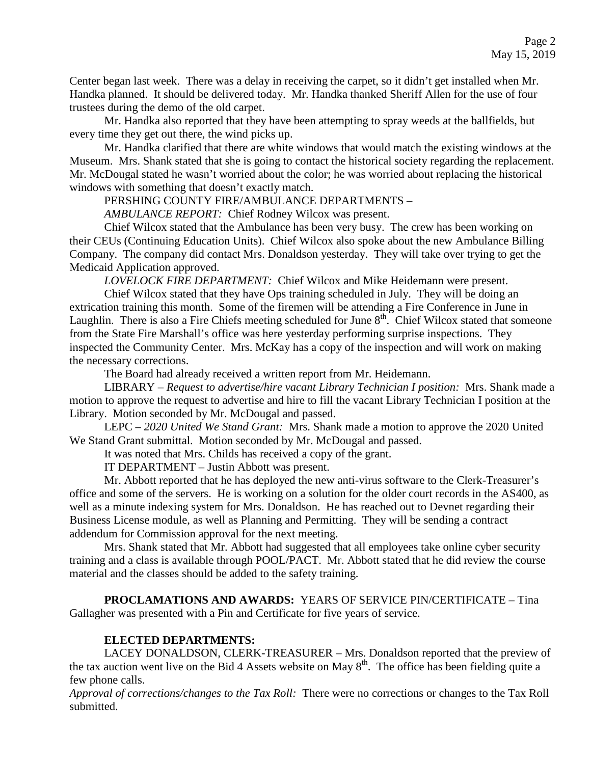Center began last week. There was a delay in receiving the carpet, so it didn't get installed when Mr. Handka planned. It should be delivered today. Mr. Handka thanked Sheriff Allen for the use of four trustees during the demo of the old carpet.

Mr. Handka also reported that they have been attempting to spray weeds at the ballfields, but every time they get out there, the wind picks up.

Mr. Handka clarified that there are white windows that would match the existing windows at the Museum. Mrs. Shank stated that she is going to contact the historical society regarding the replacement. Mr. McDougal stated he wasn't worried about the color; he was worried about replacing the historical windows with something that doesn't exactly match.

PERSHING COUNTY FIRE/AMBULANCE DEPARTMENTS –

*AMBULANCE REPORT:* Chief Rodney Wilcox was present.

Chief Wilcox stated that the Ambulance has been very busy. The crew has been working on their CEUs (Continuing Education Units). Chief Wilcox also spoke about the new Ambulance Billing Company. The company did contact Mrs. Donaldson yesterday. They will take over trying to get the Medicaid Application approved.

*LOVELOCK FIRE DEPARTMENT:* Chief Wilcox and Mike Heidemann were present.

Chief Wilcox stated that they have Ops training scheduled in July. They will be doing an extrication training this month. Some of the firemen will be attending a Fire Conference in June in Laughlin. There is also a Fire Chiefs meeting scheduled for June 8th. Chief Wilcox stated that someone from the State Fire Marshall's office was here yesterday performing surprise inspections. They inspected the Community Center. Mrs. McKay has a copy of the inspection and will work on making the necessary corrections.

The Board had already received a written report from Mr. Heidemann.

LIBRARY – *Request to advertise/hire vacant Library Technician I position:* Mrs. Shank made a motion to approve the request to advertise and hire to fill the vacant Library Technician I position at the Library. Motion seconded by Mr. McDougal and passed.

LEPC – *2020 United We Stand Grant:* Mrs. Shank made a motion to approve the 2020 United We Stand Grant submittal. Motion seconded by Mr. McDougal and passed.

It was noted that Mrs. Childs has received a copy of the grant.

IT DEPARTMENT – Justin Abbott was present.

Mr. Abbott reported that he has deployed the new anti-virus software to the Clerk-Treasurer's office and some of the servers. He is working on a solution for the older court records in the AS400, as well as a minute indexing system for Mrs. Donaldson. He has reached out to Devnet regarding their Business License module, as well as Planning and Permitting. They will be sending a contract addendum for Commission approval for the next meeting.

Mrs. Shank stated that Mr. Abbott had suggested that all employees take online cyber security training and a class is available through POOL/PACT. Mr. Abbott stated that he did review the course material and the classes should be added to the safety training.

**PROCLAMATIONS AND AWARDS:** YEARS OF SERVICE PIN/CERTIFICATE – Tina Gallagher was presented with a Pin and Certificate for five years of service.

**ELECTED DEPARTMENTS:**

LACEY DONALDSON, CLERK-TREASURER – Mrs. Donaldson reported that the preview of the tax auction went live on the Bid 4 Assets website on May 8th. The office has been fielding quite a few phone calls.

*Approval of corrections/changes to the Tax Roll:* There were no corrections or changes to the Tax Roll submitted.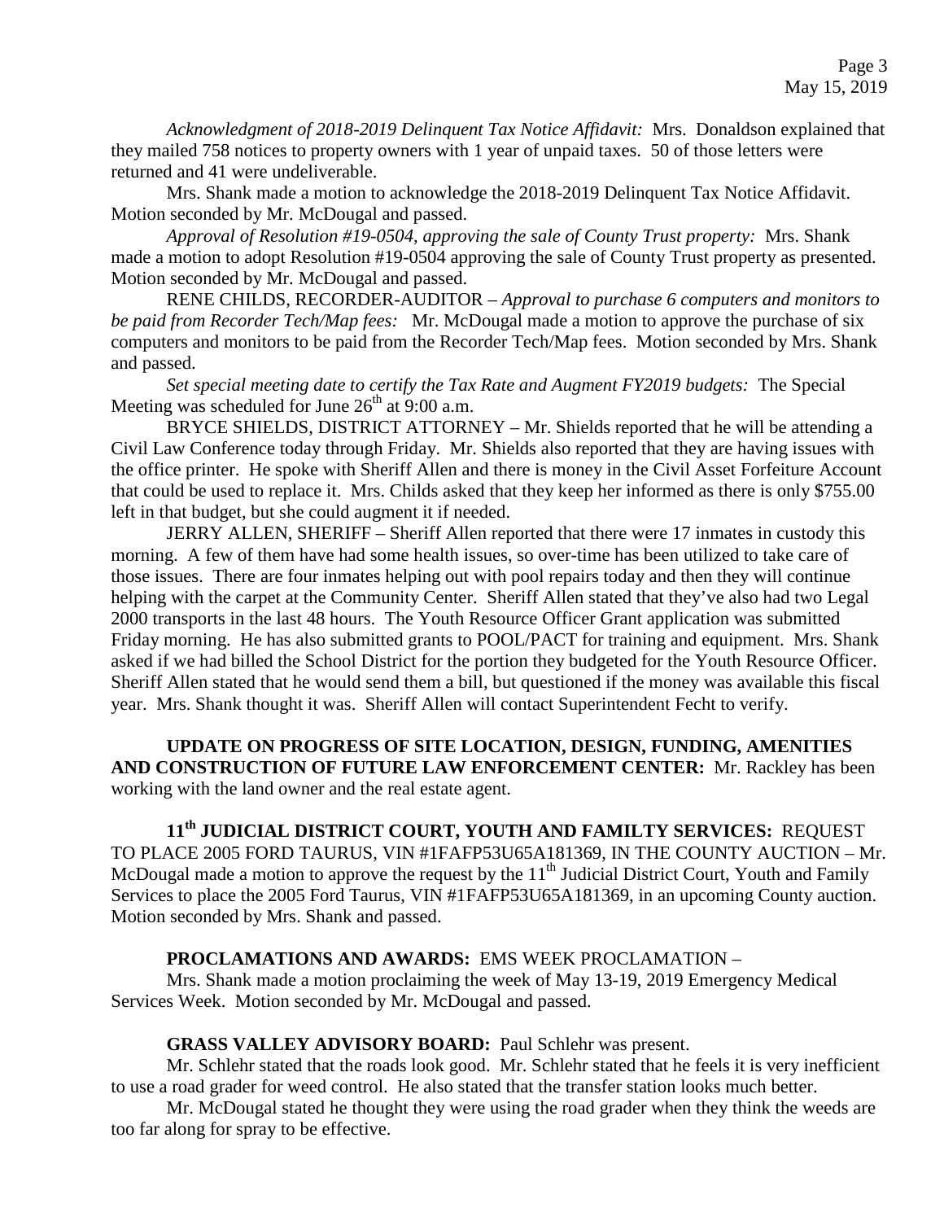*Acknowledgment of 2018-2019 Delinquent Tax Notice Affidavit:* Mrs. Donaldson explained that they mailed 758 notices to property owners with 1 year of unpaid taxes. 50 of those letters were returned and 41 were undeliverable.

Mrs. Shank made a motion to acknowledge the 2018-2019 Delinquent Tax Notice Affidavit. Motion seconded by Mr. McDougal and passed.

*Approval of Resolution #19-0504, approving the sale of County Trust property:* Mrs. Shank made a motion to adopt Resolution #19-0504 approving the sale of County Trust property as presented. Motion seconded by Mr. McDougal and passed.

RENE CHILDS, RECORDER-AUDITOR – *Approval to purchase 6 computers and monitors to be paid from Recorder Tech/Map fees:* Mr. McDougal made a motion to approve the purchase of six computers and monitors to be paid from the Recorder Tech/Map fees. Motion seconded by Mrs. Shank and passed.

*Set special meeting date to certify the Tax Rate and Augment FY2019 budgets:* The Special Meeting was scheduled for June 26th at 9:00 a.m.

BRYCE SHIELDS, DISTRICT ATTORNEY – Mr. Shields reported that he will be attending a Civil Law Conference today through Friday. Mr. Shields also reported that they are having issues with the office printer. He spoke with Sheriff Allen and there is money in the Civil Asset Forfeiture Account that could be used to replace it. Mrs. Childs asked that they keep her informed as there is only $755.00 left in that budget, but she could augment it if needed.

JERRY ALLEN, SHERIFF – Sheriff Allen reported that there were 17 inmates in custody this morning. A few of them have had some health issues, so over-time has been utilized to take care of those issues. There are four inmates helping out with pool repairs today and then they will continue helping with the carpet at the Community Center. Sheriff Allen stated that they've also had two Legal 2000 transports in the last 48 hours. The Youth Resource Officer Grant application was submitted Friday morning. He has also submitted grants to POOL/PACT for training and equipment. Mrs. Shank asked if we had billed the School District for the portion they budgeted for the Youth Resource Officer. Sheriff Allen stated that he would send them a bill, but questioned if the money was available this fiscal year. Mrs. Shank thought it was. Sheriff Allen will contact Superintendent Fecht to verify.

**UPDATE ON PROGRESS OF SITE LOCATION, DESIGN, FUNDING, AMENITIES AND CONSTRUCTION OF FUTURE LAW ENFORCEMENT CENTER:** Mr. Rackley has been working with the land owner and the real estate agent.

**11th JUDICIAL DISTRICT COURT, YOUTH AND FAMILTY SERVICES:** REQUEST TO PLACE 2005 FORD TAURUS, VIN #1FAFP53U65A181369, IN THE COUNTY AUCTION – Mr. McDougal made a motion to approve the request by the 11th Judicial District Court, Youth and Family Services to place the 2005 Ford Taurus, VIN #1FAFP53U65A181369, in an upcoming County auction. Motion seconded by Mrs. Shank and passed.

**PROCLAMATIONS AND AWARDS:** EMS WEEK PROCLAMATION –

Mrs. Shank made a motion proclaiming the week of May 13-19, 2019 Emergency Medical Services Week. Motion seconded by Mr. McDougal and passed.

**GRASS VALLEY ADVISORY BOARD:** Paul Schlehr was present.

Mr. Schlehr stated that the roads look good. Mr. Schlehr stated that he feels it is very inefficient to use a road grader for weed control. He also stated that the transfer station looks much better.

Mr. McDougal stated he thought they were using the road grader when they think the weeds are too far along for spray to be effective.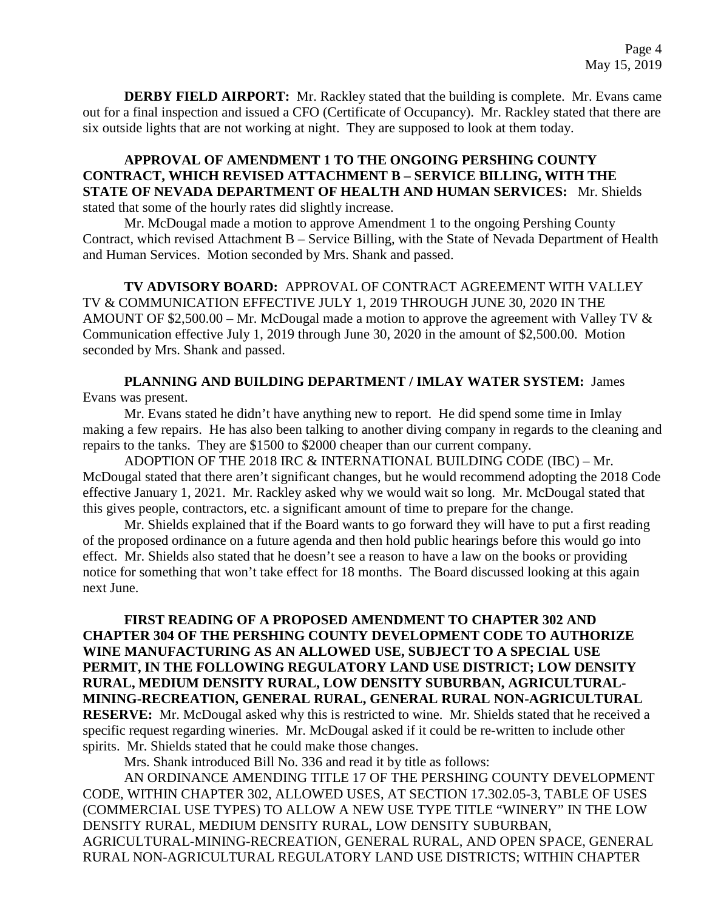**DERBY FIELD AIRPORT:** Mr. Rackley stated that the building is complete. Mr. Evans came out for a final inspection and issued a CFO (Certificate of Occupancy). Mr. Rackley stated that there are six outside lights that are not working at night. They are supposed to look at them today.

**APPROVAL OF AMENDMENT 1 TO THE ONGOING PERSHING COUNTY CONTRACT, WHICH REVISED ATTACHMENT B – SERVICE BILLING, WITH THE STATE OF NEVADA DEPARTMENT OF HEALTH AND HUMAN SERVICES:** Mr. Shields stated that some of the hourly rates did slightly increase.

Mr. McDougal made a motion to approve Amendment 1 to the ongoing Pershing County Contract, which revised Attachment B – Service Billing, with the State of Nevada Department of Health and Human Services. Motion seconded by Mrs. Shank and passed.

**TV ADVISORY BOARD:** APPROVAL OF CONTRACT AGREEMENT WITH VALLEY TV & COMMUNICATION EFFECTIVE JULY 1, 2019 THROUGH JUNE 30, 2020 IN THE AMOUNT OF $2,500.00 – Mr. McDougal made a motion to approve the agreement with Valley TV & Communication effective July 1, 2019 through June 30, 2020 in the amount of $2,500.00. Motion seconded by Mrs. Shank and passed.

**PLANNING AND BUILDING DEPARTMENT / IMLAY WATER SYSTEM:** James Evans was present.

Mr. Evans stated he didn't have anything new to report. He did spend some time in Imlay making a few repairs. He has also been talking to another diving company in regards to the cleaning and repairs to the tanks. They are $1500 to $2000 cheaper than our current company.

ADOPTION OF THE 2018 IRC & INTERNATIONAL BUILDING CODE (IBC) – Mr. McDougal stated that there aren't significant changes, but he would recommend adopting the 2018 Code effective January 1, 2021. Mr. Rackley asked why we would wait so long. Mr. McDougal stated that this gives people, contractors, etc. a significant amount of time to prepare for the change.

Mr. Shields explained that if the Board wants to go forward they will have to put a first reading of the proposed ordinance on a future agenda and then hold public hearings before this would go into effect. Mr. Shields also stated that he doesn't see a reason to have a law on the books or providing notice for something that won't take effect for 18 months. The Board discussed looking at this again next June.

**FIRST READING OF A PROPOSED AMENDMENT TO CHAPTER 302 AND CHAPTER 304 OF THE PERSHING COUNTY DEVELOPMENT CODE TO AUTHORIZE WINE MANUFACTURING AS AN ALLOWED USE, SUBJECT TO A SPECIAL USE PERMIT, IN THE FOLLOWING REGULATORY LAND USE DISTRICT; LOW DENSITY RURAL, MEDIUM DENSITY RURAL, LOW DENSITY SUBURBAN, AGRICULTURAL-MINING-RECREATION, GENERAL RURAL, GENERAL RURAL NON-AGRICULTURAL RESERVE:** Mr. McDougal asked why this is restricted to wine. Mr. Shields stated that he received a specific request regarding wineries. Mr. McDougal asked if it could be re-written to include other spirits. Mr. Shields stated that he could make those changes.

Mrs. Shank introduced Bill No. 336 and read it by title as follows:

AN ORDINANCE AMENDING TITLE 17 OF THE PERSHING COUNTY DEVELOPMENT CODE, WITHIN CHAPTER 302, ALLOWED USES, AT SECTION 17.302.05-3, TABLE OF USES (COMMERCIAL USE TYPES) TO ALLOW A NEW USE TYPE TITLE "WINERY" IN THE LOW DENSITY RURAL, MEDIUM DENSITY RURAL, LOW DENSITY SUBURBAN, AGRICULTURAL-MINING-RECREATION, GENERAL RURAL, AND OPEN SPACE, GENERAL RURAL NON-AGRICULTURAL REGULATORY LAND USE DISTRICTS; WITHIN CHAPTER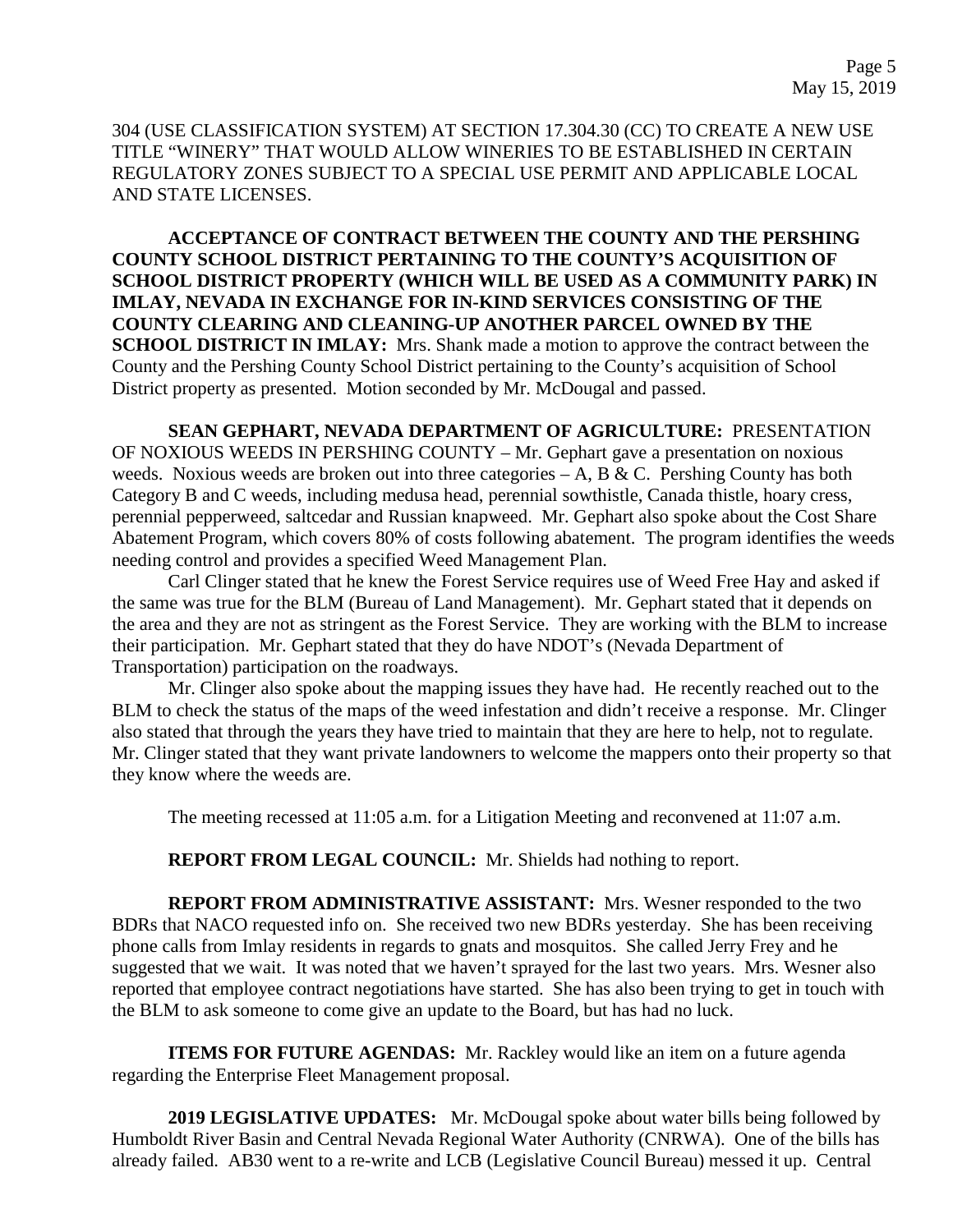304 (USE CLASSIFICATION SYSTEM) AT SECTION 17.304.30 (CC) TO CREATE A NEW USE TITLE "WINERY" THAT WOULD ALLOW WINERIES TO BE ESTABLISHED IN CERTAIN REGULATORY ZONES SUBJECT TO A SPECIAL USE PERMIT AND APPLICABLE LOCAL AND STATE LICENSES.

**ACCEPTANCE OF CONTRACT BETWEEN THE COUNTY AND THE PERSHING COUNTY SCHOOL DISTRICT PERTAINING TO THE COUNTY'S ACQUISITION OF SCHOOL DISTRICT PROPERTY (WHICH WILL BE USED AS A COMMUNITY PARK) IN IMLAY, NEVADA IN EXCHANGE FOR IN-KIND SERVICES CONSISTING OF THE COUNTY CLEARING AND CLEANING-UP ANOTHER PARCEL OWNED BY THE SCHOOL DISTRICT IN IMLAY:** Mrs. Shank made a motion to approve the contract between the County and the Pershing County School District pertaining to the County's acquisition of School District property as presented. Motion seconded by Mr. McDougal and passed.

**SEAN GEPHART, NEVADA DEPARTMENT OF AGRICULTURE:** PRESENTATION OF NOXIOUS WEEDS IN PERSHING COUNTY – Mr. Gephart gave a presentation on noxious weeds. Noxious weeds are broken out into three categories – A, B & C. Pershing County has both Category B and C weeds, including medusa head, perennial sowthistle, Canada thistle, hoary cress, perennial pepperweed, saltcedar and Russian knapweed. Mr. Gephart also spoke about the Cost Share Abatement Program, which covers 80% of costs following abatement. The program identifies the weeds needing control and provides a specified Weed Management Plan.

Carl Clinger stated that he knew the Forest Service requires use of Weed Free Hay and asked if the same was true for the BLM (Bureau of Land Management). Mr. Gephart stated that it depends on the area and they are not as stringent as the Forest Service. They are working with the BLM to increase their participation. Mr. Gephart stated that they do have NDOT's (Nevada Department of Transportation) participation on the roadways.

Mr. Clinger also spoke about the mapping issues they have had. He recently reached out to the BLM to check the status of the maps of the weed infestation and didn't receive a response. Mr. Clinger also stated that through the years they have tried to maintain that they are here to help, not to regulate. Mr. Clinger stated that they want private landowners to welcome the mappers onto their property so that they know where the weeds are.

The meeting recessed at 11:05 a.m. for a Litigation Meeting and reconvened at 11:07 a.m.

**REPORT FROM LEGAL COUNCIL:** Mr. Shields had nothing to report.

**REPORT FROM ADMINISTRATIVE ASSISTANT:** Mrs. Wesner responded to the two BDRs that NACO requested info on. She received two new BDRs yesterday. She has been receiving phone calls from Imlay residents in regards to gnats and mosquitos. She called Jerry Frey and he suggested that we wait. It was noted that we haven't sprayed for the last two years. Mrs. Wesner also reported that employee contract negotiations have started. She has also been trying to get in touch with the BLM to ask someone to come give an update to the Board, but has had no luck.

**ITEMS FOR FUTURE AGENDAS:** Mr. Rackley would like an item on a future agenda regarding the Enterprise Fleet Management proposal.

**2019 LEGISLATIVE UPDATES:** Mr. McDougal spoke about water bills being followed by Humboldt River Basin and Central Nevada Regional Water Authority (CNRWA). One of the bills has already failed. AB30 went to a re-write and LCB (Legislative Council Bureau) messed it up. Central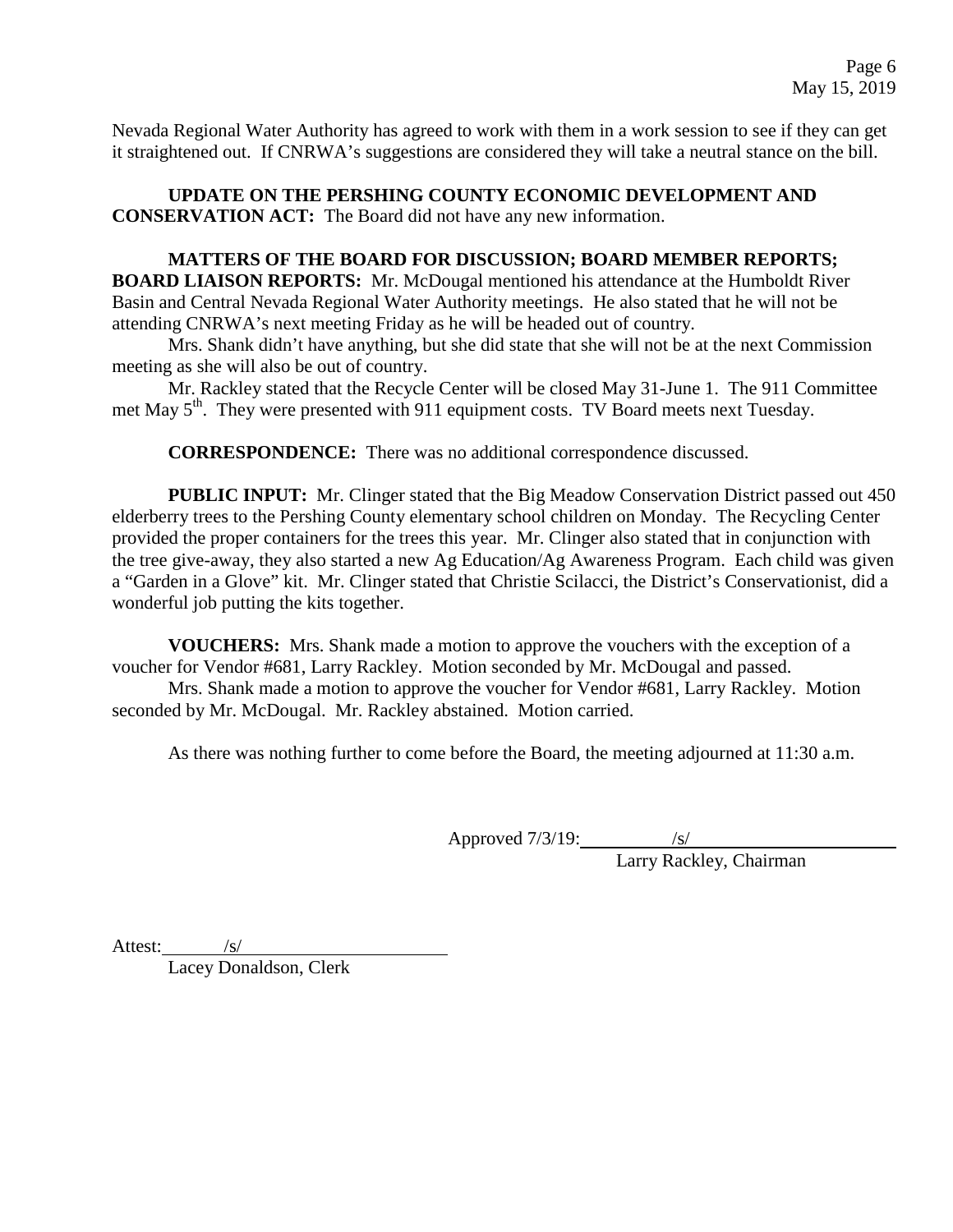Nevada Regional Water Authority has agreed to work with them in a work session to see if they can get it straightened out. If CNRWA's suggestions are considered they will take a neutral stance on the bill.

**UPDATE ON THE PERSHING COUNTY ECONOMIC DEVELOPMENT AND CONSERVATION ACT:** The Board did not have any new information.

**MATTERS OF THE BOARD FOR DISCUSSION; BOARD MEMBER REPORTS; BOARD LIAISON REPORTS:** Mr. McDougal mentioned his attendance at the Humboldt River Basin and Central Nevada Regional Water Authority meetings. He also stated that he will not be attending CNRWA's next meeting Friday as he will be headed out of country.

Mrs. Shank didn't have anything, but she did state that she will not be at the next Commission meeting as she will also be out of country.

Mr. Rackley stated that the Recycle Center will be closed May 31-June 1. The 911 Committee met May 5th. They were presented with 911 equipment costs. TV Board meets next Tuesday.

**CORRESPONDENCE:** There was no additional correspondence discussed.

**PUBLIC INPUT:** Mr. Clinger stated that the Big Meadow Conservation District passed out 450 elderberry trees to the Pershing County elementary school children on Monday. The Recycling Center provided the proper containers for the trees this year. Mr. Clinger also stated that in conjunction with the tree give-away, they also started a new Ag Education/Ag Awareness Program. Each child was given a "Garden in a Glove" kit. Mr. Clinger stated that Christie Scilacci, the District's Conservationist, did a wonderful job putting the kits together.

**VOUCHERS:** Mrs. Shank made a motion to approve the vouchers with the exception of a voucher for Vendor #681, Larry Rackley. Motion seconded by Mr. McDougal and passed.

Mrs. Shank made a motion to approve the voucher for Vendor #681, Larry Rackley. Motion seconded by Mr. McDougal. Mr. Rackley abstained. Motion carried.

As there was nothing further to come before the Board, the meeting adjourned at 11:30 a.m.

Approved 7/3/19: /s/
Larry Rackley, Chairman

Attest: /s/
Lacey Donaldson, Clerk